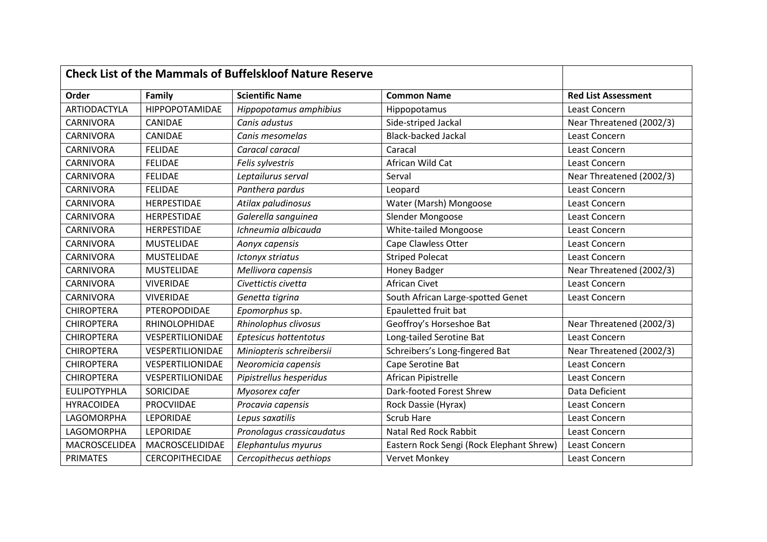| Check List of the Mammals of Buffelskloof Nature Reserve | | | | |
|---|---|---|---|---|
| **Order** | **Family** | **Scientific Name** | **Common Name** | **Red List Assessment** |
| ARTIODACTYLA | HIPPOPOTAMIDAE | *Hippopotamus amphibius* | Hippopotamus | Least Concern |
| CARNIVORA | CANIDAE | *Canis adustus* | Side-striped Jackal | Near Threatened (2002/3) |
| CARNIVORA | CANIDAE | *Canis mesomelas* | Black-backed Jackal | Least Concern |
| CARNIVORA | FELIDAE | *Caracal caracal* | Caracal | Least Concern |
| CARNIVORA | FELIDAE | *Felis sylvestris* | African Wild Cat | Least Concern |
| CARNIVORA | FELIDAE | *Leptailurus serval* | Serval | Near Threatened (2002/3) |
| CARNIVORA | FELIDAE | *Panthera pardus* | Leopard | Least Concern |
| CARNIVORA | HERPESTIDAE | *Atilax paludinosus* | Water (Marsh) Mongoose | Least Concern |
| CARNIVORA | HERPESTIDAE | *Galerella sanguinea* | Slender Mongoose | Least Concern |
| CARNIVORA | HERPESTIDAE | *Ichneumia albicauda* | White-tailed Mongoose | Least Concern |
| CARNIVORA | MUSTELIDAE | *Aonyx capensis* | Cape Clawless Otter | Least Concern |
| CARNIVORA | MUSTELIDAE | *Ictonyx striatus* | Striped Polecat | Least Concern |
| CARNIVORA | MUSTELIDAE | *Mellivora capensis* | Honey Badger | Near Threatened (2002/3) |
| CARNIVORA | VIVERIDAE | *Civettictis civetta* | African Civet | Least Concern |
| CARNIVORA | VIVERIDAE | *Genetta tigrina* | South African Large-spotted Genet | Least Concern |
| CHIROPTERA | PTEROPODIDAE | *Epomorphus* sp. | Epauletted fruit bat | |
| CHIROPTERA | RHINOLOPHIDAE | *Rhinolophus clivosus* | Geoffroy's Horseshoe Bat | Near Threatened (2002/3) |
| CHIROPTERA | VESPERTILIONIDAE | *Eptesicus hottentotus* | Long-tailed Serotine Bat | Least Concern |
| CHIROPTERA | VESPERTILIONIDAE | *Miniopteris schreibersii* | Schreibers's Long-fingered Bat | Near Threatened (2002/3) |
| CHIROPTERA | VESPERTILIONIDAE | *Neoromicia capensis* | Cape Serotine Bat | Least Concern |
| CHIROPTERA | VESPERTILIONIDAE | *Pipistrellus hesperidus* | African Pipistrelle | Least Concern |
| EULIPOTYPHLA | SORICIDAE | *Myosorex cafer* | Dark-footed Forest Shrew | Data Deficient |
| HYRACOIDEA | PROCVIIDAE | *Procavia capensis* | Rock Dassie (Hyrax) | Least Concern |
| LAGOMORPHA | LEPORIDAE | *Lepus saxatilis* | Scrub Hare | Least Concern |
| LAGOMORPHA | LEPORIDAE | *Pronolagus crassicaudatus* | Natal Red Rock Rabbit | Least Concern |
| MACROSCELIDEA | MACROSCELIDIDAE | *Elephantulus myurus* | Eastern Rock Sengi (Rock Elephant Shrew) | Least Concern |
| PRIMATES | CERCOPITHECIDAE | *Cercopithecus aethiops* | Vervet Monkey | Least Concern |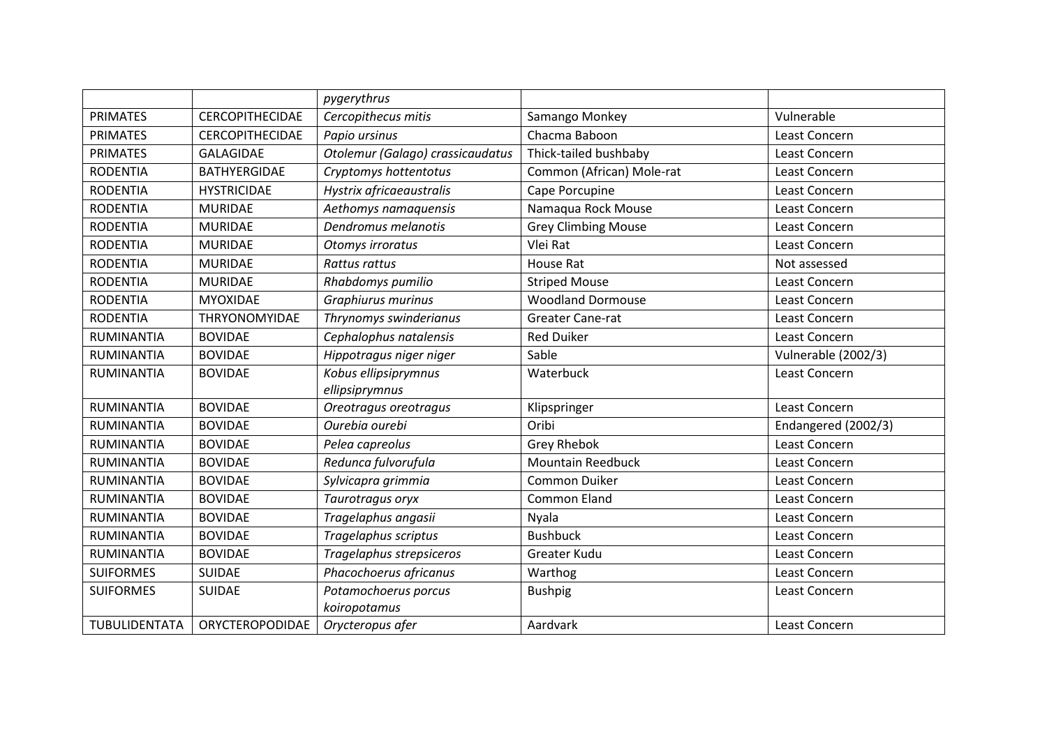| | | | | |
|---|---|---|---|---|
| | | *pygerythrus* | | |
| PRIMATES | CERCOPITHECIDAE | *Cercopithecus mitis* | Samango Monkey | Vulnerable |
| PRIMATES | CERCOPITHECIDAE | *Papio ursinus* | Chacma Baboon | Least Concern |
| PRIMATES | GALAGIDAE | *Otolemur (Galago) crassicaudatus* | Thick-tailed bushbaby | Least Concern |
| RODENTIA | BATHYERGIDAE | *Cryptomys hottentotus* | Common (African) Mole-rat | Least Concern |
| RODENTIA | HYSTRICIDAE | *Hystrix africaeaustralis* | Cape Porcupine | Least Concern |
| RODENTIA | MURIDAE | *Aethomys namaquensis* | Namaqua Rock Mouse | Least Concern |
| RODENTIA | MURIDAE | *Dendromus melanotis* | Grey Climbing Mouse | Least Concern |
| RODENTIA | MURIDAE | *Otomys irroratus* | Vlei Rat | Least Concern |
| RODENTIA | MURIDAE | *Rattus rattus* | House Rat | Not assessed |
| RODENTIA | MURIDAE | *Rhabdomys pumilio* | Striped Mouse | Least Concern |
| RODENTIA | MYOXIDAE | *Graphiurus murinus* | Woodland Dormouse | Least Concern |
| RODENTIA | THRYONOMYIDAE | *Thrynomys swinderianus* | Greater Cane-rat | Least Concern |
| RUMINANTIA | BOVIDAE | *Cephalophus natalensis* | Red Duiker | Least Concern |
| RUMINANTIA | BOVIDAE | *Hippotragus niger niger* | Sable | Vulnerable (2002/3) |
| RUMINANTIA | BOVIDAE | *Kobus ellipsiprymnus ellipsiprymnus* | Waterbuck | Least Concern |
| RUMINANTIA | BOVIDAE | *Oreotragus oreotragus* | Klipspringer | Least Concern |
| RUMINANTIA | BOVIDAE | *Ourebia ourebi* | Oribi | Endangered (2002/3) |
| RUMINANTIA | BOVIDAE | *Pelea capreolus* | Grey Rhebok | Least Concern |
| RUMINANTIA | BOVIDAE | *Redunca fulvorufula* | Mountain Reedbuck | Least Concern |
| RUMINANTIA | BOVIDAE | *Sylvicapra grimmia* | Common Duiker | Least Concern |
| RUMINANTIA | BOVIDAE | *Taurotragus oryx* | Common Eland | Least Concern |
| RUMINANTIA | BOVIDAE | *Tragelaphus angasii* | Nyala | Least Concern |
| RUMINANTIA | BOVIDAE | *Tragelaphus scriptus* | Bushbuck | Least Concern |
| RUMINANTIA | BOVIDAE | *Tragelaphus strepsiceros* | Greater Kudu | Least Concern |
| SUIFORMES | SUIDAE | *Phacochoerus africanus* | Warthog | Least Concern |
| SUIFORMES | SUIDAE | *Potamochoerus porcus koiropotamus* | Bushpig | Least Concern |
| TUBULIDENTATA | ORYCTEROPODIDAE | *Orycteropus afer* | Aardvark | Least Concern |